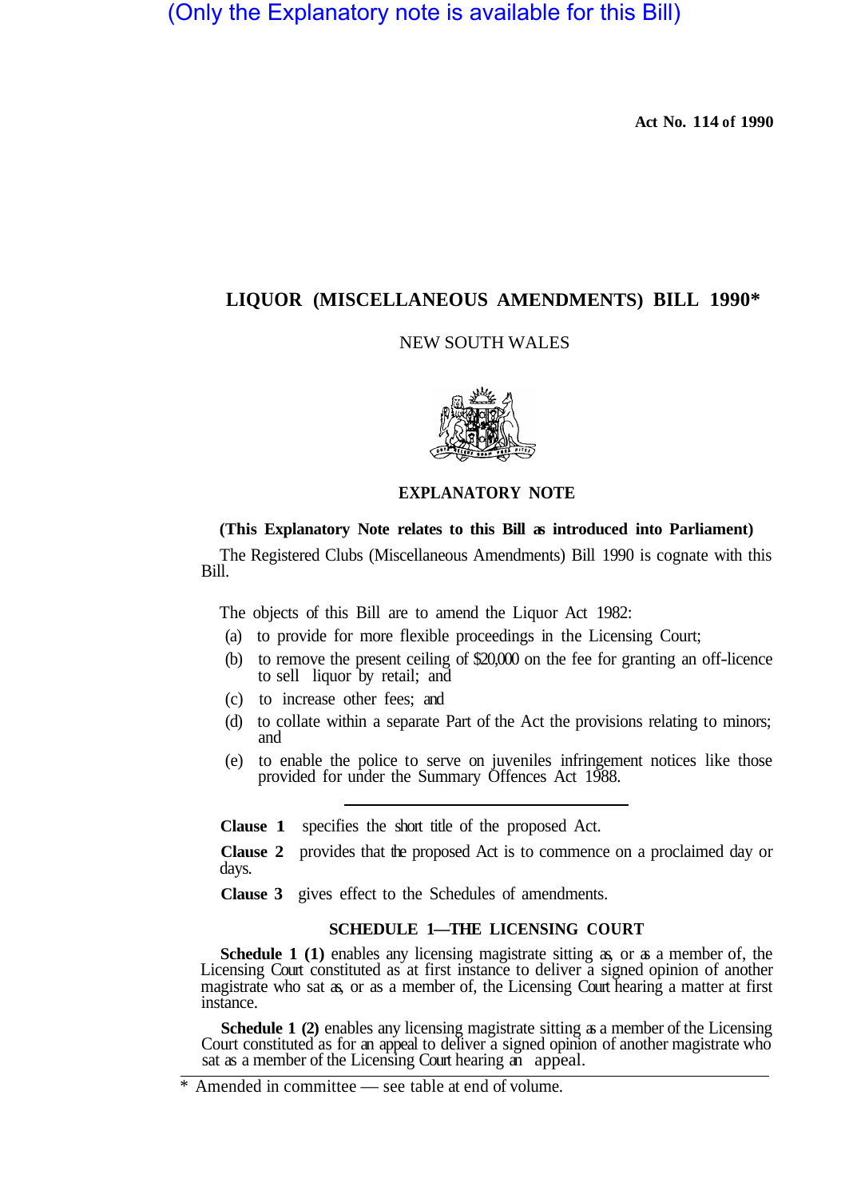(Only the Explanatory note is available for this Bill)

**Act No. 114 of 1990**

# LIQUOR (MISCELLANEOUS AMENDMENTS) BILL 1990*

NEW SOUTH WALES

## EXPLANATORY NOTE

**(This Explanatory Note relates to this Bill as introduced into Parliament)**

The Registered Clubs (Miscellaneous Amendments) Bill 1990 is cognate with this Bill.

The objects of this Bill are to amend the Liquor Act 1982:

(a) to provide for more flexible proceedings in the Licensing Court;

(b) to remove the present ceiling of $20,000 on the fee for granting an off-licence to sell liquor by retail; and

(c) to increase other fees; and

(d) to collate within a separate Part of the Act the provisions relating to minors; and

(e) to enable the police to serve on juveniles infringement notices like those provided for under the Summary Offences Act 1988.

---

**Clause 1** specifies the short title of the proposed Act.

**Clause 2** provides that the proposed Act is to commence on a proclaimed day or days.

**Clause 3** gives effect to the Schedules of amendments.

### SCHEDULE 1—THE LICENSING COURT

**Schedule 1 (1)** enables any licensing magistrate sitting as, or as a member of, the Licensing Court constituted as at first instance to deliver a signed opinion of another magistrate who sat as, or as a member of, the Licensing Court hearing a matter at first instance.

**Schedule 1 (2)** enables any licensing magistrate sitting as a member of the Licensing Court constituted as for an appeal to deliver a signed opinion of another magistrate who sat as a member of the Licensing Court hearing an appeal.

---

\* Amended in committee — see table at end of volume.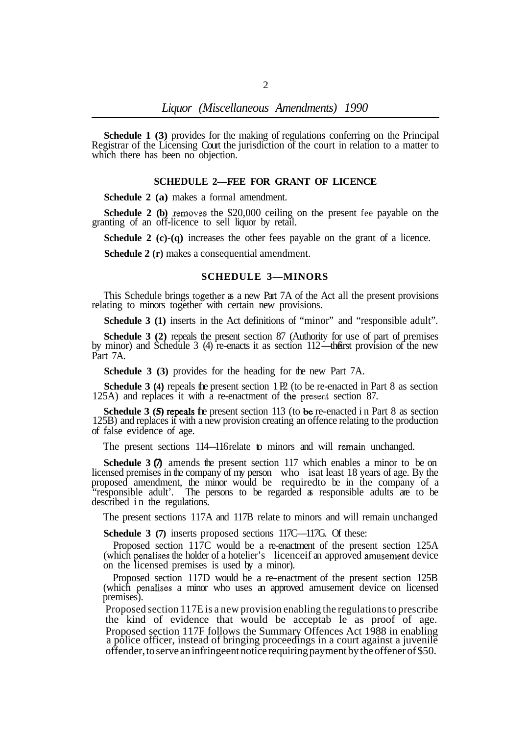**Schedule 1 (3)** provides for the making of regulations conferring on the Principal Registrar of the Licensing Court the jurisdiction of the court in relation to a matter to which there has been no objection.

### SCHEDULE 2—FEE FOR GRANT OF LICENCE

**Schedule 2 (a)** makes a formal amendment.

**Schedule 2 (b)** removes the $20,000 ceiling on the present fee payable on the granting of an off-licence to sell liquor by retail.

**Schedule 2 (c)-(q)** increases the other fees payable on the grant of a licence.

**Schedule 2 (r)** makes a consequential amendment.

### SCHEDULE 3—MINORS

This Schedule brings together as a new Part 7A of the Act all the present provisions relating to minors together with certain new provisions.

**Schedule 3 (1)** inserts in the Act definitions of "minor" and "responsible adult".

**Schedule 3 (2)** repeals the present section 87 (Authority for use of part of premises by minor) and Schedule 3 (4) re-enacts it as section 112—the first provision of the new Part 7A.

**Schedule 3 (3)** provides for the heading for the new Part 7A.

**Schedule 3 (4)** repeals the present section 112 (to be re-enacted in Part 8 as section 125A) and replaces it with a re-enactment of the present section 87.

**Schedule 3 (5) repeals** the present section 113 (to be re-enacted in Part 8 as section 125B) and replaces it with a new provision creating an offence relating to the production of false evidence of age.

The present sections 114—116 relate to minors and will remain unchanged.

**Schedule 3 (7)** amends the present section 117 which enables a minor to be on licensed premises in the company of any person who is at least 18 years of age. By the proposed amendment, the minor would be required to be in the company of a "responsible adult'. The persons to be regarded as responsible adults are to be described in the regulations.

The present sections 117A and 117B relate to minors and will remain unchanged

**Schedule 3 (7)** inserts proposed sections 117C—117G. Of these:

Proposed section 117C would be a re-enactment of the present section 125A (which penalises the holder of a hotelier's licence if an approved amusement device on the licensed premises is used by a minor).

Proposed section 117D would be a re-enactment of the present section 125B (which penalises a minor who uses an approved amusement device on licensed premises).

Proposed section 117E is a new provision enabling the regulations to prescribe the kind of evidence that would be acceptab le as proof of age.

Proposed section 117F follows the Summary Offences Act 1988 in enabling a police officer, instead of bringing proceedings in a court against a juvenile offender, to serve an infringeent notice requiring payment by the offener of $50.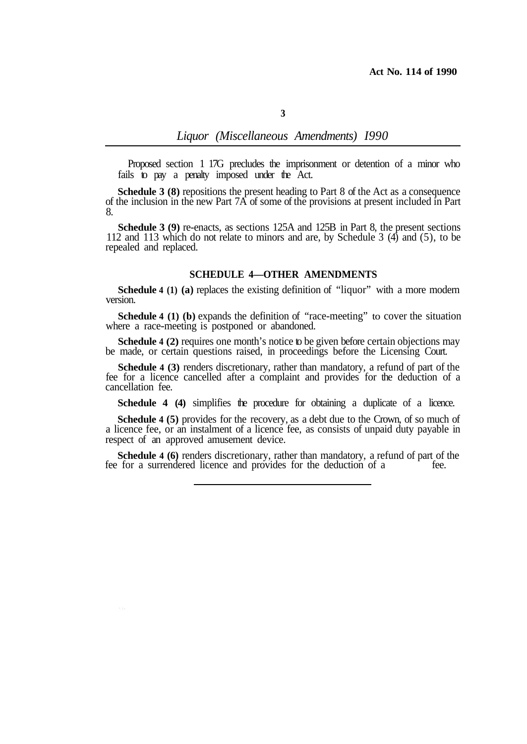Proposed section 1 17G precludes the imprisonment or detention of a minor who fails to pay a penalty imposed under the Act.

**Schedule 3 (8)** repositions the present heading to Part 8 of the Act as a consequence of the inclusion in the new Part 7A of some of the provisions at present included in Part 8.

**Schedule 3 (9)** re-enacts, as sections 125A and 125B in Part 8, the present sections 112 and 113 which do not relate to minors and are, by Schedule 3 (4) and (5), to be repealed and replaced.

## SCHEDULE 4—OTHER AMENDMENTS

**Schedule 4 (1) (a)** replaces the existing definition of "liquor" with a more modern version.

**Schedule 4 (1) (b)** expands the definition of "race-meeting" to cover the situation where a race-meeting is postponed or abandoned.

**Schedule 4 (2)** requires one month's notice to be given before certain objections may be made, or certain questions raised, in proceedings before the Licensing Court.

**Schedule 4 (3)** renders discretionary, rather than mandatory, a refund of part of the fee for a licence cancelled after a complaint and provides for the deduction of a cancellation fee.

**Schedule 4 (4)** simplifies the procedure for obtaining a duplicate of a licence.

**Schedule 4 (5)** provides for the recovery, as a debt due to the Crown, of so much of a licence fee, or an instalment of a licence fee, as consists of unpaid duty payable in respect of an approved amusement device.

**Schedule 4 (6)** renders discretionary, rather than mandatory, a refund of part of the fee for a surrendered licence and provides for the deduction of a fee.